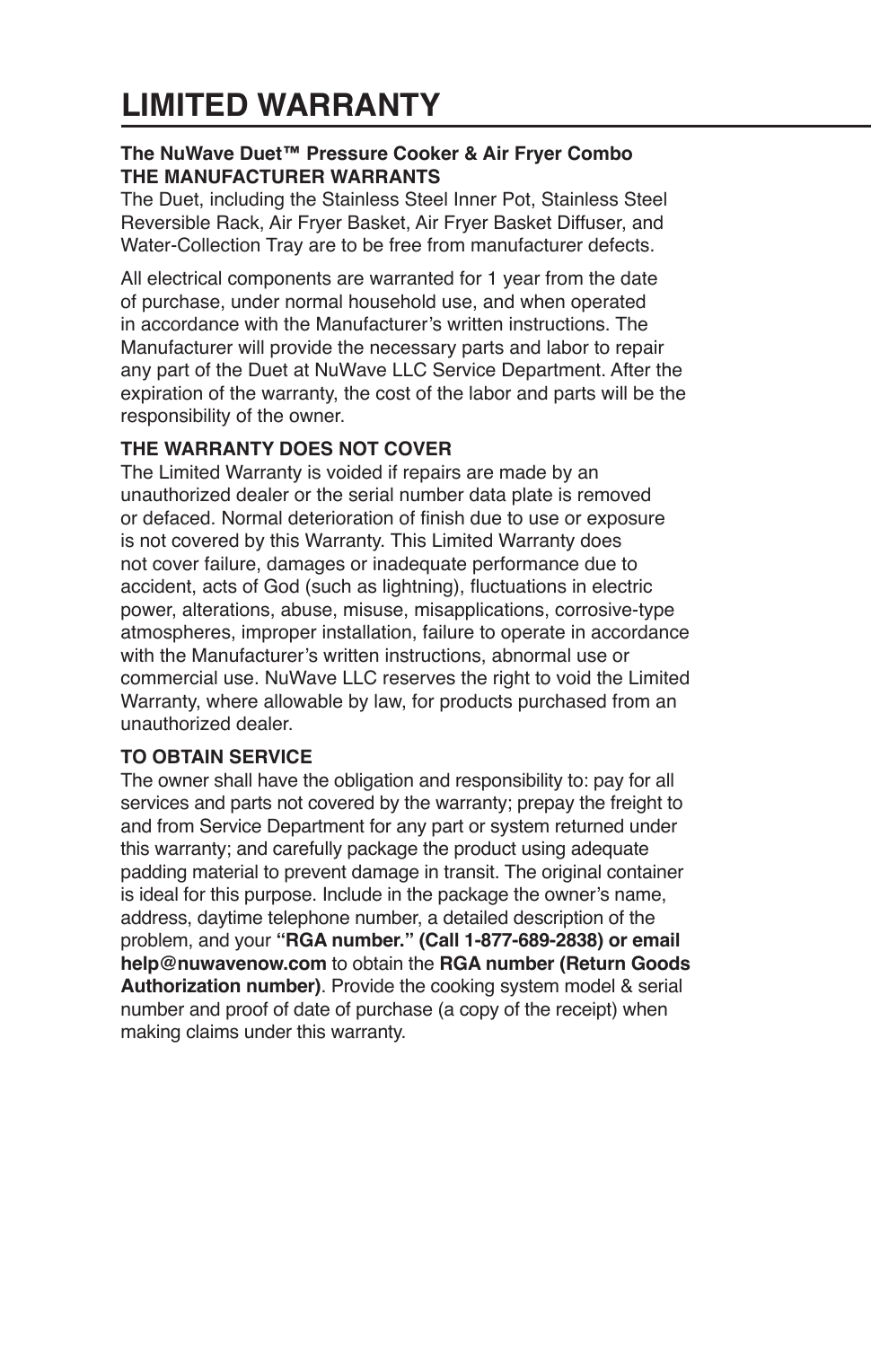# LIMITED WARRANTY

**The NuWave Duet™ Pressure Cooker & Air Fryer Combo**
**THE MANUFACTURER WARRANTS**
The Duet, including the Stainless Steel Inner Pot, Stainless Steel Reversible Rack, Air Fryer Basket, Air Fryer Basket Diffuser, and Water-Collection Tray are to be free from manufacturer defects.

All electrical components are warranted for 1 year from the date of purchase, under normal household use, and when operated in accordance with the Manufacturer's written instructions. The Manufacturer will provide the necessary parts and labor to repair any part of the Duet at NuWave LLC Service Department. After the expiration of the warranty, the cost of the labor and parts will be the responsibility of the owner.

**THE WARRANTY DOES NOT COVER**
The Limited Warranty is voided if repairs are made by an unauthorized dealer or the serial number data plate is removed or defaced. Normal deterioration of finish due to use or exposure is not covered by this Warranty. This Limited Warranty does not cover failure, damages or inadequate performance due to accident, acts of God (such as lightning), fluctuations in electric power, alterations, abuse, misuse, misapplications, corrosive-type atmospheres, improper installation, failure to operate in accordance with the Manufacturer's written instructions, abnormal use or commercial use. NuWave LLC reserves the right to void the Limited Warranty, where allowable by law, for products purchased from an unauthorized dealer.

**TO OBTAIN SERVICE**
The owner shall have the obligation and responsibility to: pay for all services and parts not covered by the warranty; prepay the freight to and from Service Department for any part or system returned under this warranty; and carefully package the product using adequate padding material to prevent damage in transit. The original container is ideal for this purpose. Include in the package the owner's name, address, daytime telephone number, a detailed description of the problem, and your **"RGA number." (Call 1-877-689-2838) or email help@nuwavenow.com** to obtain the **RGA number (Return Goods Authorization number)**. Provide the cooking system model & serial number and proof of date of purchase (a copy of the receipt) when making claims under this warranty.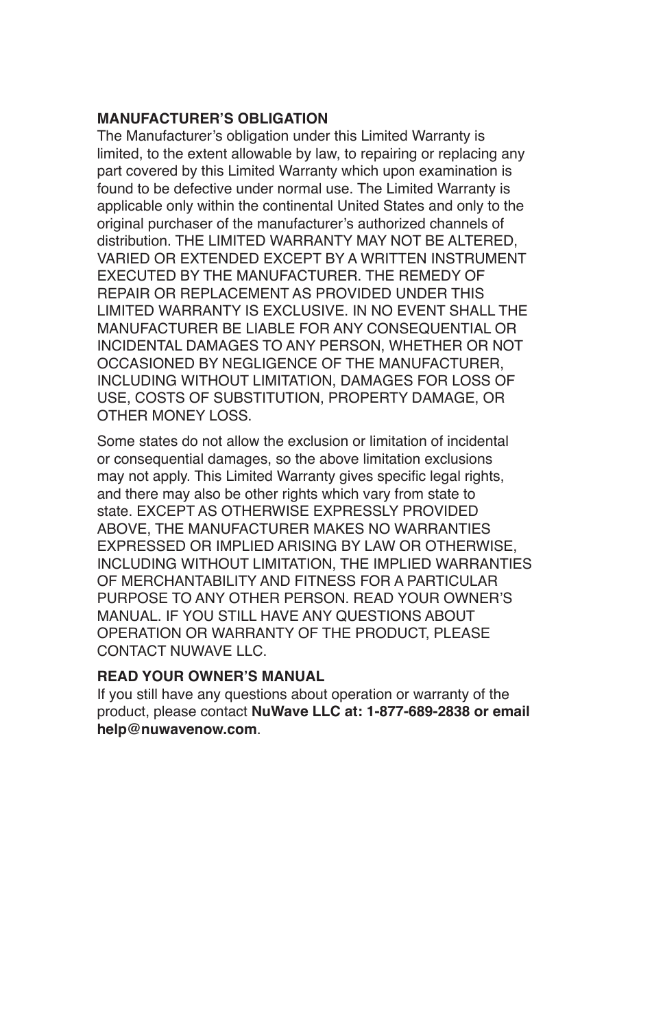**MANUFACTURER'S OBLIGATION**

The Manufacturer's obligation under this Limited Warranty is limited, to the extent allowable by law, to repairing or replacing any part covered by this Limited Warranty which upon examination is found to be defective under normal use. The Limited Warranty is applicable only within the continental United States and only to the original purchaser of the manufacturer's authorized channels of distribution. THE LIMITED WARRANTY MAY NOT BE ALTERED, VARIED OR EXTENDED EXCEPT BY A WRITTEN INSTRUMENT EXECUTED BY THE MANUFACTURER. THE REMEDY OF REPAIR OR REPLACEMENT AS PROVIDED UNDER THIS LIMITED WARRANTY IS EXCLUSIVE. IN NO EVENT SHALL THE MANUFACTURER BE LIABLE FOR ANY CONSEQUENTIAL OR INCIDENTAL DAMAGES TO ANY PERSON, WHETHER OR NOT OCCASIONED BY NEGLIGENCE OF THE MANUFACTURER, INCLUDING WITHOUT LIMITATION, DAMAGES FOR LOSS OF USE, COSTS OF SUBSTITUTION, PROPERTY DAMAGE, OR OTHER MONEY LOSS.

Some states do not allow the exclusion or limitation of incidental or consequential damages, so the above limitation exclusions may not apply. This Limited Warranty gives specific legal rights, and there may also be other rights which vary from state to state. EXCEPT AS OTHERWISE EXPRESSLY PROVIDED ABOVE, THE MANUFACTURER MAKES NO WARRANTIES EXPRESSED OR IMPLIED ARISING BY LAW OR OTHERWISE, INCLUDING WITHOUT LIMITATION, THE IMPLIED WARRANTIES OF MERCHANTABILITY AND FITNESS FOR A PARTICULAR PURPOSE TO ANY OTHER PERSON. READ YOUR OWNER'S MANUAL. IF YOU STILL HAVE ANY QUESTIONS ABOUT OPERATION OR WARRANTY OF THE PRODUCT, PLEASE CONTACT NUWAVE LLC.

**READ YOUR OWNER'S MANUAL**

If you still have any questions about operation or warranty of the product, please contact **NuWave LLC at: 1-877-689-2838 or email help@nuwavenow.com**.